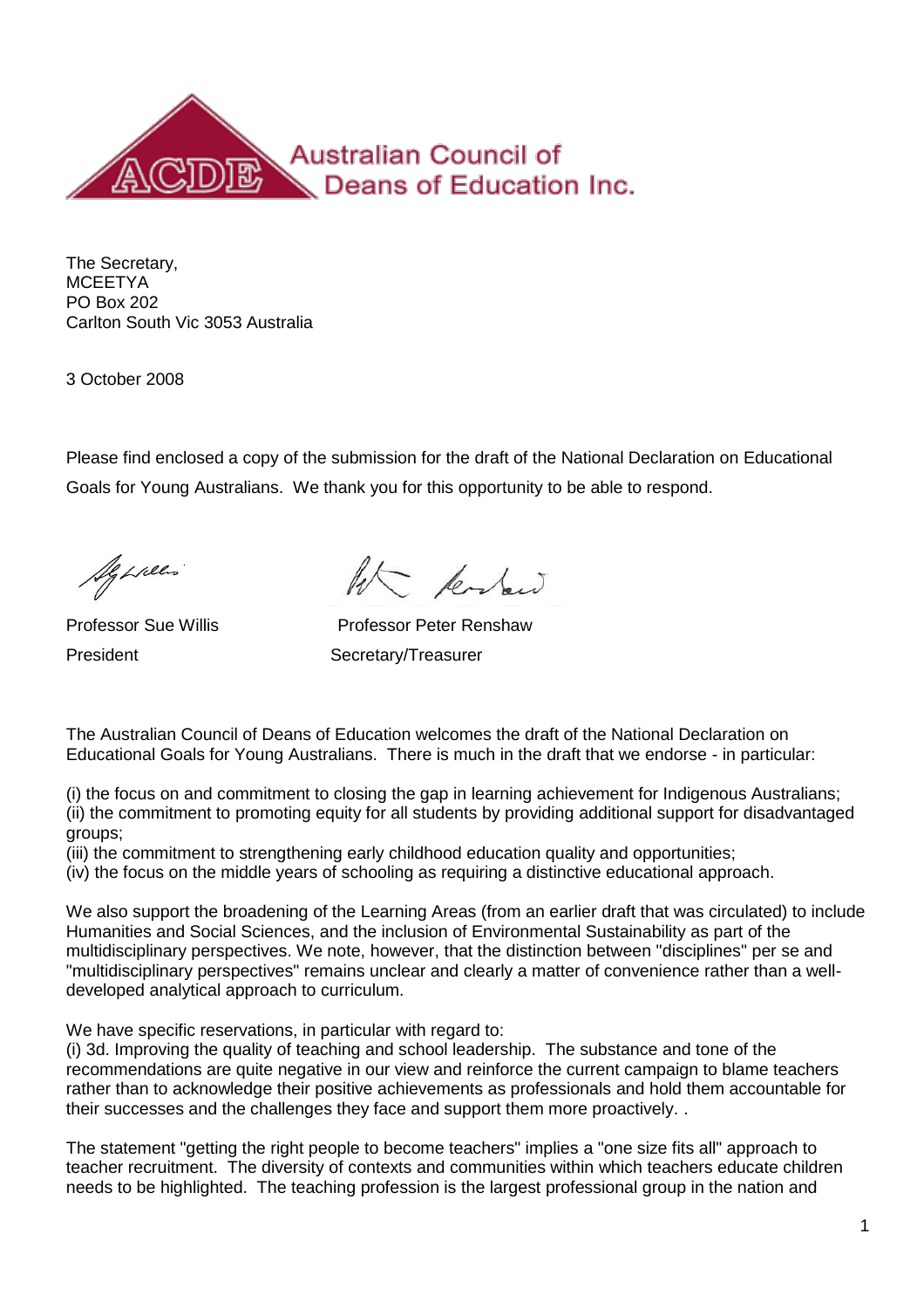Australian Council of Deans of Education Inc.

The Secretary,
MCEETYA
PO Box 202
Carlton South Vic 3053 Australia

3 October 2008

Please find enclosed a copy of the submission for the draft of the National Declaration on Educational Goals for Young Australians. We thank you for this opportunity to be able to respond.

Professor Sue Willis
President

Professor Peter Renshaw
Secretary/Treasurer

The Australian Council of Deans of Education welcomes the draft of the National Declaration on Educational Goals for Young Australians. There is much in the draft that we endorse - in particular:

(i) the focus on and commitment to closing the gap in learning achievement for Indigenous Australians;
(ii) the commitment to promoting equity for all students by providing additional support for disadvantaged groups;
(iii) the commitment to strengthening early childhood education quality and opportunities;
(iv) the focus on the middle years of schooling as requiring a distinctive educational approach.

We also support the broadening of the Learning Areas (from an earlier draft that was circulated) to include Humanities and Social Sciences, and the inclusion of Environmental Sustainability as part of the multidisciplinary perspectives. We note, however, that the distinction between "disciplines" per se and "multidisciplinary perspectives" remains unclear and clearly a matter of convenience rather than a well-developed analytical approach to curriculum.

We have specific reservations, in particular with regard to:
(i) 3d. Improving the quality of teaching and school leadership. The substance and tone of the recommendations are quite negative in our view and reinforce the current campaign to blame teachers rather than to acknowledge their positive achievements as professionals and hold them accountable for their successes and the challenges they face and support them more proactively. .

The statement "getting the right people to become teachers" implies a "one size fits all" approach to teacher recruitment. The diversity of contexts and communities within which teachers educate children needs to be highlighted. The teaching profession is the largest professional group in the nation and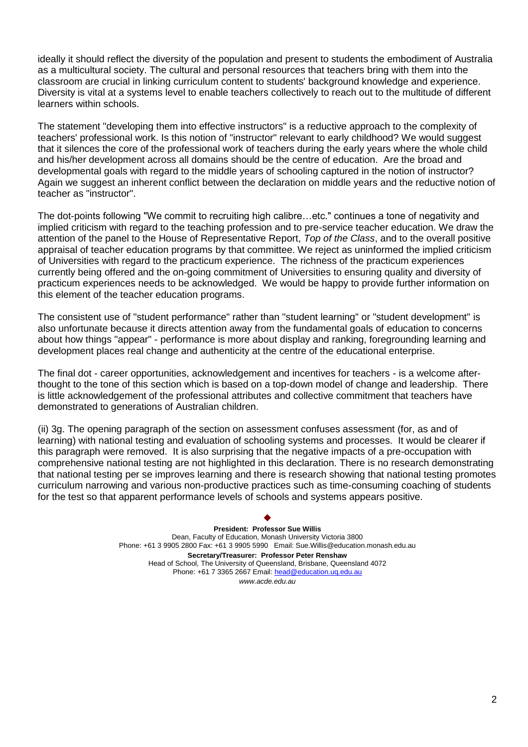ideally it should reflect the diversity of the population and present to students the embodiment of Australia as a multicultural society. The cultural and personal resources that teachers bring with them into the classroom are crucial in linking curriculum content to students' background knowledge and experience. Diversity is vital at a systems level to enable teachers collectively to reach out to the multitude of different learners within schools.

The statement "developing them into effective instructors" is a reductive approach to the complexity of teachers' professional work. Is this notion of "instructor" relevant to early childhood? We would suggest that it silences the core of the professional work of teachers during the early years where the whole child and his/her development across all domains should be the centre of education. Are the broad and developmental goals with regard to the middle years of schooling captured in the notion of instructor? Again we suggest an inherent conflict between the declaration on middle years and the reductive notion of teacher as "instructor".

The dot-points following "We commit to recruiting high calibre…etc." continues a tone of negativity and implied criticism with regard to the teaching profession and to pre-service teacher education. We draw the attention of the panel to the House of Representative Report, *Top of the Class*, and to the overall positive appraisal of teacher education programs by that committee. We reject as uninformed the implied criticism of Universities with regard to the practicum experience. The richness of the practicum experiences currently being offered and the on-going commitment of Universities to ensuring quality and diversity of practicum experiences needs to be acknowledged. We would be happy to provide further information on this element of the teacher education programs.

The consistent use of "student performance" rather than "student learning" or "student development" is also unfortunate because it directs attention away from the fundamental goals of education to concerns about how things "appear" - performance is more about display and ranking, foregrounding learning and development places real change and authenticity at the centre of the educational enterprise.

The final dot - career opportunities, acknowledgement and incentives for teachers - is a welcome after-thought to the tone of this section which is based on a top-down model of change and leadership. There is little acknowledgement of the professional attributes and collective commitment that teachers have demonstrated to generations of Australian children.

(ii) 3g. The opening paragraph of the section on assessment confuses assessment (for, as and of learning) with national testing and evaluation of schooling systems and processes. It would be clearer if this paragraph were removed. It is also surprising that the negative impacts of a pre-occupation with comprehensive national testing are not highlighted in this declaration. There is no research demonstrating that national testing per se improves learning and there is research showing that national testing promotes curriculum narrowing and various non-productive practices such as time-consuming coaching of students for the test so that apparent performance levels of schools and systems appears positive.

◆

**President: Professor Sue Willis**
Dean, Faculty of Education, Monash University Victoria 3800
Phone: +61 3 9905 2800 Fax: +61 3 9905 5990 Email: Sue.Willis@education.monash.edu.au

**Secretary/Treasurer: Professor Peter Renshaw**
Head of School, The University of Queensland, Brisbane, Queensland 4072
Phone: +61 7 3365 2667 Email: head@education.uq.edu.au

*www.acde.edu.au*